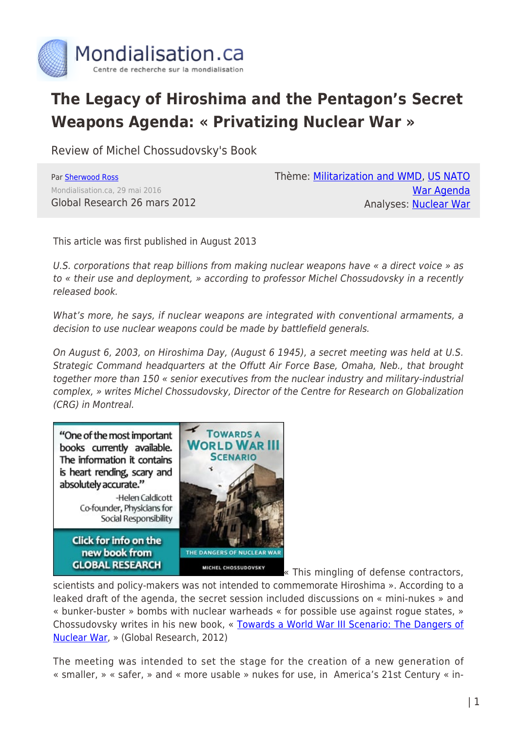# The Legacy of Hiroshima and the Pentagon's Secret Weapons Agenda: « Privatizing Nuclear War »

Review of Michel Chossudovsky's Book

Par Sherwood Ross
Mondialisation.ca, 29 mai 2016
Global Research 26 mars 2012

Thème: Militarization and WMD, US NATO War Agenda
Analyses: Nuclear War

This article was first published in August 2013

*U.S. corporations that reap billions from making nuclear weapons have « a direct voice » as to « their use and deployment, » according to professor Michel Chossudovsky in a recently released book.*

*What's more, he says, if nuclear weapons are integrated with conventional armaments, a decision to use nuclear weapons could be made by battlefield generals.*

*On August 6, 2003, on Hiroshima Day, (August 6 1945), a secret meeting was held at U.S. Strategic Command headquarters at the Offutt Air Force Base, Omaha, Neb., that brought together more than 150 « senior executives from the nuclear industry and military-industrial complex, » writes Michel Chossudovsky, Director of the Centre for Research on Globalization (CRG) in Montreal.*

"One of the most important books currently available. The information it contains is heart rending, scary and absolutely accurate." -Helen Caldicott Co-founder, Physicians for Social Responsibility

Click for info on the new book from GLOBAL RESEARCH

TOWARDS A WORLD WAR III SCENARIO — THE DANGERS OF NUCLEAR WAR — MICHEL CHOSSUDOVSKY

« This mingling of defense contractors, scientists and policy-makers was not intended to commemorate Hiroshima ». According to a leaked draft of the agenda, the secret session included discussions on « mini-nukes » and « bunker-buster » bombs with nuclear warheads « for possible use against rogue states, » Chossudovsky writes in his new book, « Towards a World War III Scenario: The Dangers of Nuclear War, » (Global Research, 2012)

The meeting was intended to set the stage for the creation of a new generation of « smaller, » « safer, » and « more usable » nukes for use, in America's 21st Century « in-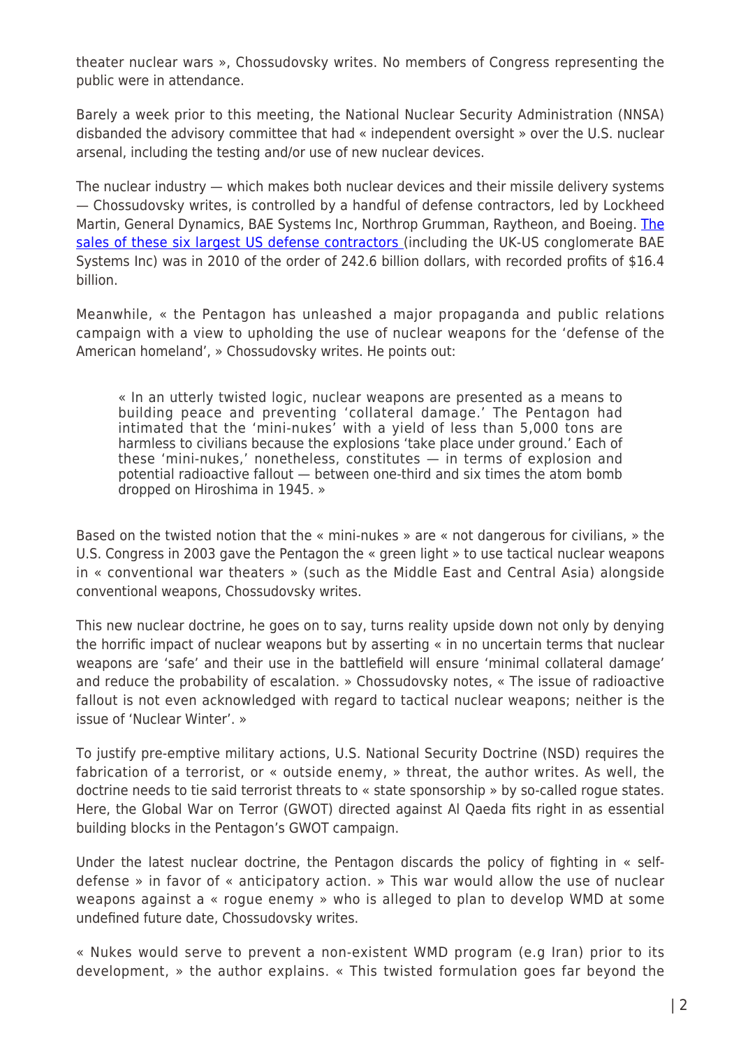theater nuclear wars », Chossudovsky writes. No members of Congress representing the public were in attendance.

Barely a week prior to this meeting, the National Nuclear Security Administration (NNSA) disbanded the advisory committee that had « independent oversight » over the U.S. nuclear arsenal, including the testing and/or use of new nuclear devices.

The nuclear industry — which makes both nuclear devices and their missile delivery systems — Chossudovsky writes, is controlled by a handful of defense contractors, led by Lockheed Martin, General Dynamics, BAE Systems Inc, Northrop Grumman, Raytheon, and Boeing. The sales of these six largest US defense contractors (including the UK-US conglomerate BAE Systems Inc) was in 2010 of the order of 242.6 billion dollars, with recorded profits of $16.4 billion.

Meanwhile, « the Pentagon has unleashed a major propaganda and public relations campaign with a view to upholding the use of nuclear weapons for the 'defense of the American homeland', » Chossudovsky writes. He points out:

> « In an utterly twisted logic, nuclear weapons are presented as a means to building peace and preventing 'collateral damage.' The Pentagon had intimated that the 'mini-nukes' with a yield of less than 5,000 tons are harmless to civilians because the explosions 'take place under ground.' Each of these 'mini-nukes,' nonetheless, constitutes — in terms of explosion and potential radioactive fallout — between one-third and six times the atom bomb dropped on Hiroshima in 1945. »

Based on the twisted notion that the « mini-nukes » are « not dangerous for civilians, » the U.S. Congress in 2003 gave the Pentagon the « green light » to use tactical nuclear weapons in « conventional war theaters » (such as the Middle East and Central Asia) alongside conventional weapons, Chossudovsky writes.

This new nuclear doctrine, he goes on to say, turns reality upside down not only by denying the horrific impact of nuclear weapons but by asserting « in no uncertain terms that nuclear weapons are 'safe' and their use in the battlefield will ensure 'minimal collateral damage' and reduce the probability of escalation. » Chossudovsky notes, « The issue of radioactive fallout is not even acknowledged with regard to tactical nuclear weapons; neither is the issue of 'Nuclear Winter'. »

To justify pre-emptive military actions, U.S. National Security Doctrine (NSD) requires the fabrication of a terrorist, or « outside enemy, » threat, the author writes. As well, the doctrine needs to tie said terrorist threats to « state sponsorship » by so-called rogue states. Here, the Global War on Terror (GWOT) directed against Al Qaeda fits right in as essential building blocks in the Pentagon's GWOT campaign.

Under the latest nuclear doctrine, the Pentagon discards the policy of fighting in « self-defense » in favor of « anticipatory action. » This war would allow the use of nuclear weapons against a « rogue enemy » who is alleged to plan to develop WMD at some undefined future date, Chossudovsky writes.

« Nukes would serve to prevent a non-existent WMD program (e.g Iran) prior to its development, » the author explains. « This twisted formulation goes far beyond the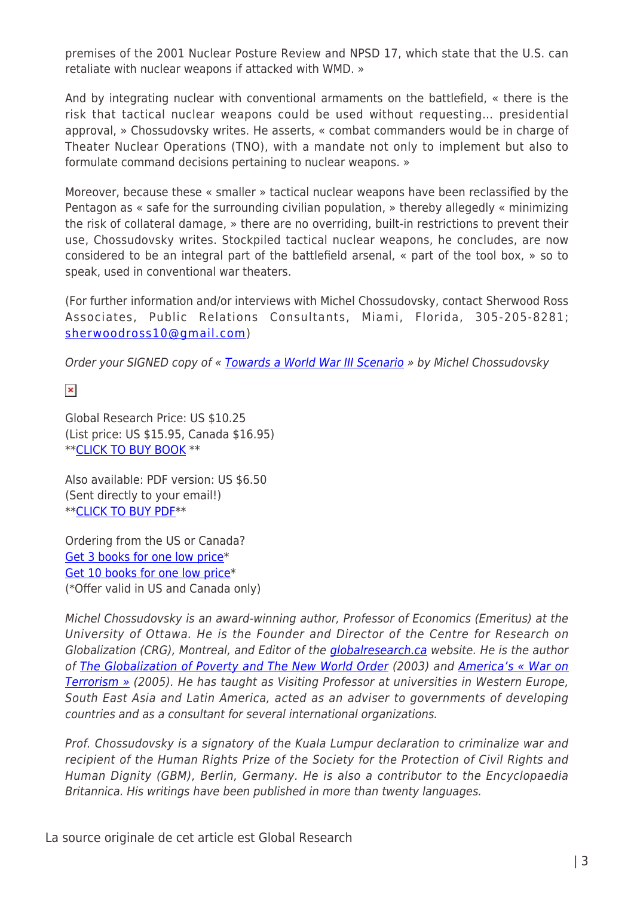premises of the 2001 Nuclear Posture Review and NPSD 17, which state that the U.S. can retaliate with nuclear weapons if attacked with WMD. »

And by integrating nuclear with conventional armaments on the battlefield, « there is the risk that tactical nuclear weapons could be used without requesting… presidential approval, » Chossudovsky writes. He asserts, « combat commanders would be in charge of Theater Nuclear Operations (TNO), with a mandate not only to implement but also to formulate command decisions pertaining to nuclear weapons. »

Moreover, because these « smaller » tactical nuclear weapons have been reclassified by the Pentagon as « safe for the surrounding civilian population, » thereby allegedly « minimizing the risk of collateral damage, » there are no overriding, built-in restrictions to prevent their use, Chossudovsky writes. Stockpiled tactical nuclear weapons, he concludes, are now considered to be an integral part of the battlefield arsenal, « part of the tool box, » so to speak, used in conventional war theaters.

(For further information and/or interviews with Michel Chossudovsky, contact Sherwood Ross Associates, Public Relations Consultants, Miami, Florida, 305-205-8281; sherwoodross10@gmail.com)

*Order your SIGNED copy of « Towards a World War III Scenario » by Michel Chossudovsky*

Global Research Price: US $10.25
(List price: US $15.95, Canada $16.95)
**CLICK TO BUY BOOK **

Also available: PDF version: US $6.50
(Sent directly to your email!)
**CLICK TO BUY PDF**

Ordering from the US or Canada?
Get 3 books for one low price*
Get 10 books for one low price*
(*Offer valid in US and Canada only)

*Michel Chossudovsky is an award-winning author, Professor of Economics (Emeritus) at the University of Ottawa. He is the Founder and Director of the Centre for Research on Globalization (CRG), Montreal, and Editor of the globalresearch.ca website. He is the author of The Globalization of Poverty and The New World Order (2003) and America's « War on Terrorism » (2005). He has taught as Visiting Professor at universities in Western Europe, South East Asia and Latin America, acted as an adviser to governments of developing countries and as a consultant for several international organizations.*

*Prof. Chossudovsky is a signatory of the Kuala Lumpur declaration to criminalize war and recipient of the Human Rights Prize of the Society for the Protection of Civil Rights and Human Dignity (GBM), Berlin, Germany. He is also a contributor to the Encyclopaedia Britannica. His writings have been published in more than twenty languages.*

La source originale de cet article est Global Research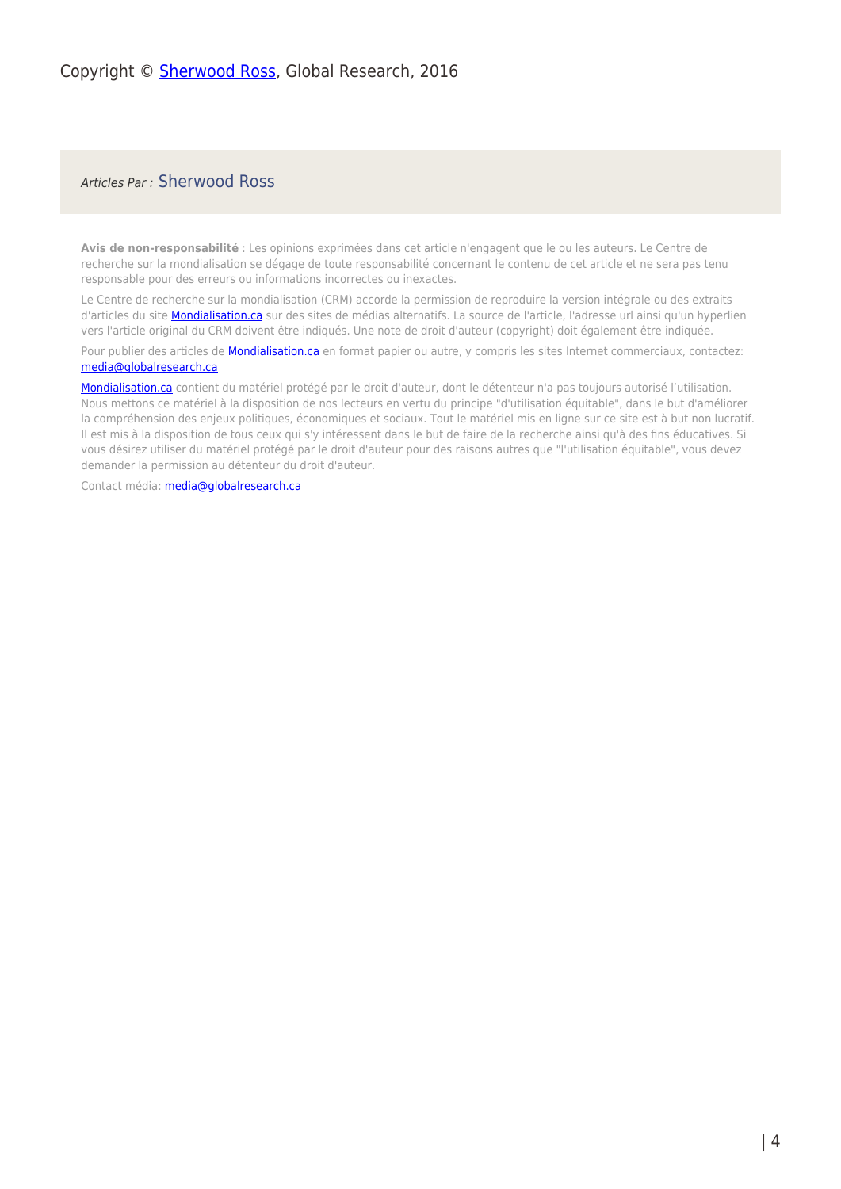Copyright © Sherwood Ross, Global Research, 2016

*Articles Par :* Sherwood Ross

**Avis de non-responsabilité** : Les opinions exprimées dans cet article n'engagent que le ou les auteurs. Le Centre de recherche sur la mondialisation se dégage de toute responsabilité concernant le contenu de cet article et ne sera pas tenu responsable pour des erreurs ou informations incorrectes ou inexactes.

Le Centre de recherche sur la mondialisation (CRM) accorde la permission de reproduire la version intégrale ou des extraits d'articles du site Mondialisation.ca sur des sites de médias alternatifs. La source de l'article, l'adresse url ainsi qu'un hyperlien vers l'article original du CRM doivent être indiqués. Une note de droit d'auteur (copyright) doit également être indiquée.

Pour publier des articles de Mondialisation.ca en format papier ou autre, y compris les sites Internet commerciaux, contactez: media@globalresearch.ca

Mondialisation.ca contient du matériel protégé par le droit d'auteur, dont le détenteur n'a pas toujours autorisé l'utilisation. Nous mettons ce matériel à la disposition de nos lecteurs en vertu du principe "d'utilisation équitable", dans le but d'améliorer la compréhension des enjeux politiques, économiques et sociaux. Tout le matériel mis en ligne sur ce site est à but non lucratif. Il est mis à la disposition de tous ceux qui s'y intéressent dans le but de faire de la recherche ainsi qu'à des fins éducatives. Si vous désirez utiliser du matériel protégé par le droit d'auteur pour des raisons autres que "l'utilisation équitable", vous devez demander la permission au détenteur du droit d'auteur.

Contact média: media@globalresearch.ca